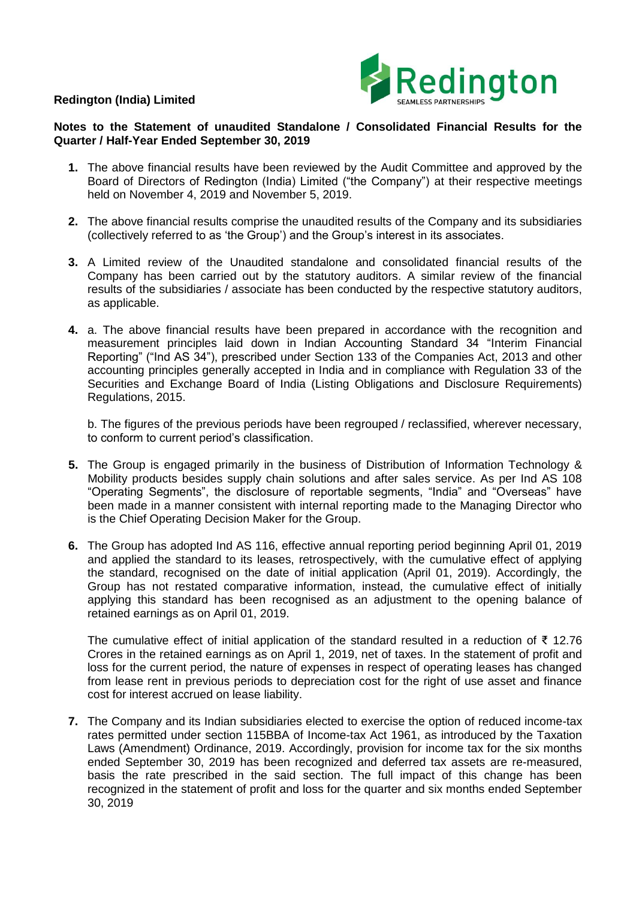**Redington (India) Limited**

**Notes to the Statement of unaudited Standalone / Consolidated Financial Results for the Quarter / Half-Year Ended September 30, 2019**

1. The above financial results have been reviewed by the Audit Committee and approved by the Board of Directors of Redington (India) Limited ("the Company") at their respective meetings held on November 4, 2019 and November 5, 2019.

2. The above financial results comprise the unaudited results of the Company and its subsidiaries (collectively referred to as 'the Group') and the Group's interest in its associates.

3. A Limited review of the Unaudited standalone and consolidated financial results of the Company has been carried out by the statutory auditors. A similar review of the financial results of the subsidiaries / associate has been conducted by the respective statutory auditors, as applicable.

4. a. The above financial results have been prepared in accordance with the recognition and measurement principles laid down in Indian Accounting Standard 34 "Interim Financial Reporting" ("Ind AS 34"), prescribed under Section 133 of the Companies Act, 2013 and other accounting principles generally accepted in India and in compliance with Regulation 33 of the Securities and Exchange Board of India (Listing Obligations and Disclosure Requirements) Regulations, 2015.

   b. The figures of the previous periods have been regrouped / reclassified, wherever necessary, to conform to current period's classification.

5. The Group is engaged primarily in the business of Distribution of Information Technology & Mobility products besides supply chain solutions and after sales service. As per Ind AS 108 "Operating Segments", the disclosure of reportable segments, "India" and "Overseas" have been made in a manner consistent with internal reporting made to the Managing Director who is the Chief Operating Decision Maker for the Group.

6. The Group has adopted Ind AS 116, effective annual reporting period beginning April 01, 2019 and applied the standard to its leases, retrospectively, with the cumulative effect of applying the standard, recognised on the date of initial application (April 01, 2019). Accordingly, the Group has not restated comparative information, instead, the cumulative effect of initially applying this standard has been recognised as an adjustment to the opening balance of retained earnings as on April 01, 2019.

   The cumulative effect of initial application of the standard resulted in a reduction of ₹ 12.76 Crores in the retained earnings as on April 1, 2019, net of taxes. In the statement of profit and loss for the current period, the nature of expenses in respect of operating leases has changed from lease rent in previous periods to depreciation cost for the right of use asset and finance cost for interest accrued on lease liability.

7. The Company and its Indian subsidiaries elected to exercise the option of reduced income-tax rates permitted under section 115BBA of Income-tax Act 1961, as introduced by the Taxation Laws (Amendment) Ordinance, 2019. Accordingly, provision for income tax for the six months ended September 30, 2019 has been recognized and deferred tax assets are re-measured, basis the rate prescribed in the said section. The full impact of this change has been recognized in the statement of profit and loss for the quarter and six months ended September 30, 2019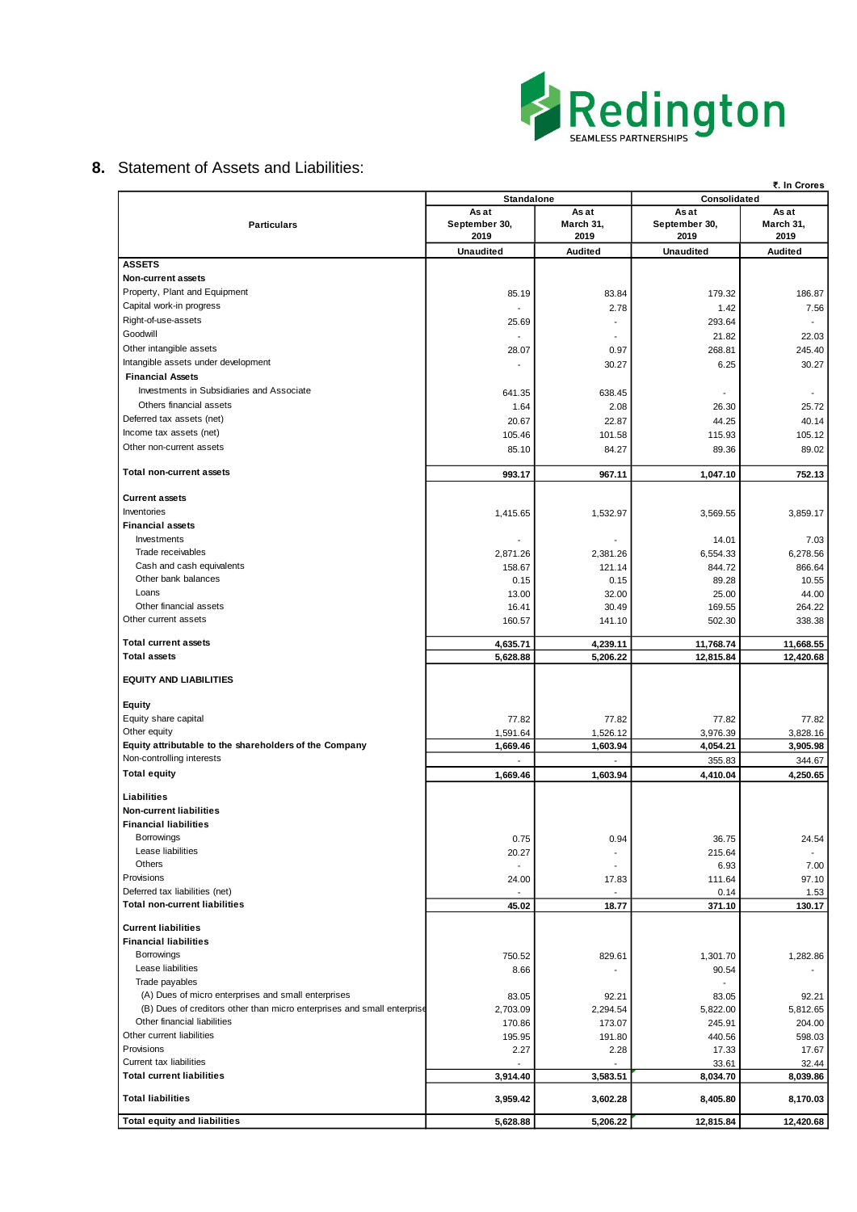## 8. Statement of Assets and Liabilities:

₹. In Crores

| Particulars | Standalone | | Consolidated | |
|---|---|---|---|---|
| | As at September 30, 2019 | As at March 31, 2019 | As at September 30, 2019 | As at March 31, 2019 |
| | Unaudited | Audited | Unaudited | Audited |
| **ASSETS** | | | | |
| **Non-current assets** | | | | |
| Property, Plant and Equipment | 85.19 | 83.84 | 179.32 | 186.87 |
| Capital work-in progress | - | 2.78 | 1.42 | 7.56 |
| Right-of-use-assets | 25.69 | - | 293.64 | - |
| Goodwill | - | - | 21.82 | 22.03 |
| Other intangible assets | 28.07 | 0.97 | 268.81 | 245.40 |
| Intangible assets under development | - | 30.27 | 6.25 | 30.27 |
| **Financial Assets** | | | | |
| Investments in Subsidiaries and Associate | 641.35 | 638.45 | - | - |
| Others financial assets | 1.64 | 2.08 | 26.30 | 25.72 |
| Deferred tax assets (net) | 20.67 | 22.87 | 44.25 | 40.14 |
| Income tax assets (net) | 105.46 | 101.58 | 115.93 | 105.12 |
| Other non-current assets | 85.10 | 84.27 | 89.36 | 89.02 |
| **Total non-current assets** | **993.17** | **967.11** | **1,047.10** | **752.13** |
| **Current assets** | | | | |
| Inventories | 1,415.65 | 1,532.97 | 3,569.55 | 3,859.17 |
| **Financial assets** | | | | |
| Investments | - | - | 14.01 | 7.03 |
| Trade receivables | 2,871.26 | 2,381.26 | 6,554.33 | 6,278.56 |
| Cash and cash equivalents | 158.67 | 121.14 | 844.72 | 866.64 |
| Other bank balances | 0.15 | 0.15 | 89.28 | 10.55 |
| Loans | 13.00 | 32.00 | 25.00 | 44.00 |
| Other financial assets | 16.41 | 30.49 | 169.55 | 264.22 |
| Other current assets | 160.57 | 141.10 | 502.30 | 338.38 |
| **Total current assets** | **4,635.71** | **4,239.11** | **11,768.74** | **11,668.55** |
| **Total assets** | **5,628.88** | **5,206.22** | **12,815.84** | **12,420.68** |
| **EQUITY AND LIABILITIES** | | | | |
| **Equity** | | | | |
| Equity share capital | 77.82 | 77.82 | 77.82 | 77.82 |
| Other equity | 1,591.64 | 1,526.12 | 3,976.39 | 3,828.16 |
| **Equity attributable to the shareholders of the Company** | **1,669.46** | **1,603.94** | **4,054.21** | **3,905.98** |
| Non-controlling interests | - | - | 355.83 | 344.67 |
| **Total equity** | **1,669.46** | **1,603.94** | **4,410.04** | **4,250.65** |
| **Liabilities** | | | | |
| **Non-current liabilities** | | | | |
| **Financial liabilities** | | | | |
| Borrowings | 0.75 | 0.94 | 36.75 | 24.54 |
| Lease liabilities | 20.27 | - | 215.64 | - |
| Others | - | - | 6.93 | 7.00 |
| Provisions | 24.00 | 17.83 | 111.64 | 97.10 |
| Deferred tax liabilities (net) | - | - | 0.14 | 1.53 |
| **Total non-current liabilities** | **45.02** | **18.77** | **371.10** | **130.17** |
| **Current liabilities** | | | | |
| **Financial liabilities** | | | | |
| Borrowings | 750.52 | 829.61 | 1,301.70 | 1,282.86 |
| Lease liabilities | 8.66 | - | 90.54 | - |
| Trade payables | | | - | |
| (A) Dues of micro enterprises and small enterprises | 83.05 | 92.21 | 83.05 | 92.21 |
| (B) Dues of creditors other than micro enterprises and small enterprise | 2,703.09 | 2,294.54 | 5,822.00 | 5,812.65 |
| Other financial liabilities | 170.86 | 173.07 | 245.91 | 204.00 |
| Other current liabilities | 195.95 | 191.80 | 440.56 | 598.03 |
| Provisions | 2.27 | 2.28 | 17.33 | 17.67 |
| Current tax liabilities | - | - | 33.61 | 32.44 |
| **Total current liabilities** | **3,914.40** | **3,583.51** | **8,034.70** | **8,039.86** |
| **Total liabilities** | **3,959.42** | **3,602.28** | **8,405.80** | **8,170.03** |
| **Total equity and liabilities** | **5,628.88** | **5,206.22** | **12,815.84** | **12,420.68** |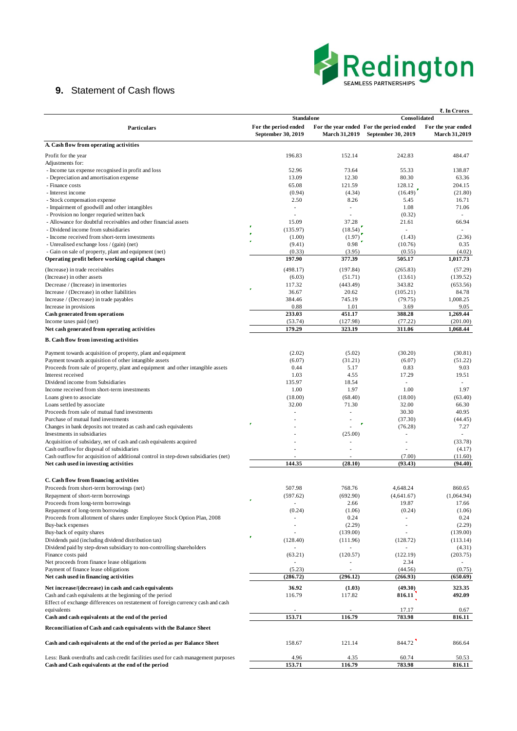## 9. Statement of Cash flows

₹. In Crores

| Particulars | Standalone | | Consolidated | |
|---|---|---|---|---|
| | For the period ended September 30, 2019 | For the year ended March 31,2019 | For the period ended September 30, 2019 | For the year ended March 31,2019 |
| **A. Cash flow from operating activities** | | | | |
| Profit for the year | 196.83 | 152.14 | 242.83 | 484.47 |
| Adjustments for: | | | | |
| - Income tax expense recognised in profit and loss | 52.96 | 73.64 | 55.33 | 138.87 |
| - Depreciation and amortisation expense | 13.09 | 12.30 | 80.30 | 63.36 |
| - Finance costs | 65.08 | 121.59 | 128.12 | 204.15 |
| - Interest income | (0.94) | (4.34) | (16.49) | (21.80) |
| - Stock compensation expense | 2.50 | 8.26 | 5.45 | 16.71 |
| - Impairment of goodwill and other intangibles | - | - | 1.08 | 71.06 |
| - Provision no longer requried written back | - | - | (0.32) | - |
| - Allowance for doubtful receivables and other financial assets | 15.09 | 37.28 | 21.61 | 66.94 |
| - Dividend income from subsidiaries | (135.97) | (18.54) | - | - |
| - Income received from short-term investments | (1.00) | (1.97) | (1.43) | (2.36) |
| - Unrealised exchange loss / (gain) (net) | (9.41) | 0.98 | (10.76) | 0.35 |
| - Gain on sale of property, plant and equipment (net) | (0.33) | (3.95) | (0.55) | (4.02) |
| **Operating profit before working capital changes** | **197.90** | **377.39** | **505.17** | **1,017.73** |
| (Increase) in trade receivables | (498.17) | (197.84) | (265.83) | (57.29) |
| (Increase) in other assets | (6.03) | (51.71) | (13.61) | (139.52) |
| Decrease / (Increase) in inventories | 117.32 | (443.49) | 343.82 | (653.56) |
| Increase / (Decrease) in other liabilities | 36.67 | 20.62 | (105.21) | 84.78 |
| Increase / (Decrease) in trade payables | 384.46 | 745.19 | (79.75) | 1,008.25 |
| Increase in provisions | 0.88 | 1.01 | 3.69 | 9.05 |
| **Cash generated from operations** | **233.03** | **451.17** | **388.28** | **1,269.44** |
| Income taxes paid (net) | (53.74) | (127.98) | (77.22) | (201.00) |
| **Net cash generated from operating activities** | **179.29** | **323.19** | **311.06** | **1,068.44** |
| **B. Cash flow from investing activities** | | | | |
| Payment towards acquisition of property, plant and equipment | (2.02) | (5.02) | (30.20) | (30.81) |
| Payment towards acquisition of other intangible assets | (6.07) | (31.21) | (6.07) | (51.22) |
| Proceeds from sale of property, plant and equipment and other intangible assets | 0.44 | 5.17 | 0.83 | 9.03 |
| Interest received | 1.03 | 4.55 | 17.29 | 19.51 |
| Dividend income from Subsidiaries | 135.97 | 18.54 | - | - |
| Income received from short-term investments | 1.00 | 1.97 | 1.00 | 1.97 |
| Loans given to associate | (18.00) | (68.40) | (18.00) | (63.40) |
| Loans settled by associate | 32.00 | 71.30 | 32.00 | 66.30 |
| Proceeds from sale of mutual fund investments | - | - | 30.30 | 40.95 |
| Purchase of mutual fund investments | - | - | (37.30) | (44.45) |
| Changes in bank deposits not treated as cash and cash equivalents | - | - | (76.28) | 7.27 |
| Investments in subsidiaries | - | (25.00) | - | - |
| Acquisition of subsidary, net of cash and cash equivalents acquired | - | - | - | (33.78) |
| Cash outflow for disposal of subsidiaries | - | - | - | (4.17) |
| Cash outflow for acquisition of additional control in step-down subsidiaries (net) | - | - | (7.00) | (11.60) |
| **Net cash used in investing activities** | **144.35** | **(28.10)** | **(93.43)** | **(94.40)** |
| **C. Cash flow from financing activities** | | | | |
| Proceeds from short-term borrowings (net) | 507.98 | 768.76 | 4,648.24 | 860.65 |
| Repayment of short-term borrowings | (597.62) | (692.90) | (4,641.67) | (1,064.94) |
| Proceeds from long-term borrowings | - | 2.66 | 19.87 | 17.66 |
| Repayment of long-term borrowings | (0.24) | (1.06) | (0.24) | (1.06) |
| Proceeds from allotment of shares under Employee Stock Option Plan, 2008 | - | 0.24 | - | 0.24 |
| Buy-back expenses | - | (2.29) | - | (2.29) |
| Buy-back of equity shares | - | (139.00) | - | (139.00) |
| Dividends paid (including dividend distribution tax) | (128.40) | (111.96) | (128.72) | (113.14) |
| Dividend paid by step-down subsidiary to non-controlling shareholders | - | - | - | (4.31) |
| Finance costs paid | (63.21) | (120.57) | (122.19) | (203.75) |
| Net proceeds from finance lease obligations | - | - | 2.34 | - |
| Payment of finance lease obligations | (5.23) | - | (44.56) | (0.75) |
| **Net cash used in financing activities** | **(286.72)** | **(296.12)** | **(266.93)** | **(650.69)** |
| **Net increase/(decrease) in cash and cash equivalents** | **36.92** | **(1.03)** | **(49.30)** | **323.35** |
| Cash and cash equivalents at the beginning of the period | 116.79 | 117.82 | **816.11** | **492.09** |
| Effect of exchange differences on restatement of foreign currency cash and cash equivalents | - | - | 17.17 | 0.67 |
| **Cash and cash equivalents at the end of the period** | **153.71** | **116.79** | **783.98** | **816.11** |
| **Reconciliation of Cash and cash equivalents with the Balance Sheet** | | | | |
| **Cash and cash equivalents at the end of the period as per Balance Sheet** | 158.67 | 121.14 | 844.72 | 866.64 |
| Less: Bank overdrafts and cash credit facilities used for cash management purposes | 4.96 | 4.35 | 60.74 | 50.53 |
| **Cash and Cash equivalents at the end of the period** | **153.71** | **116.79** | **783.98** | **816.11** |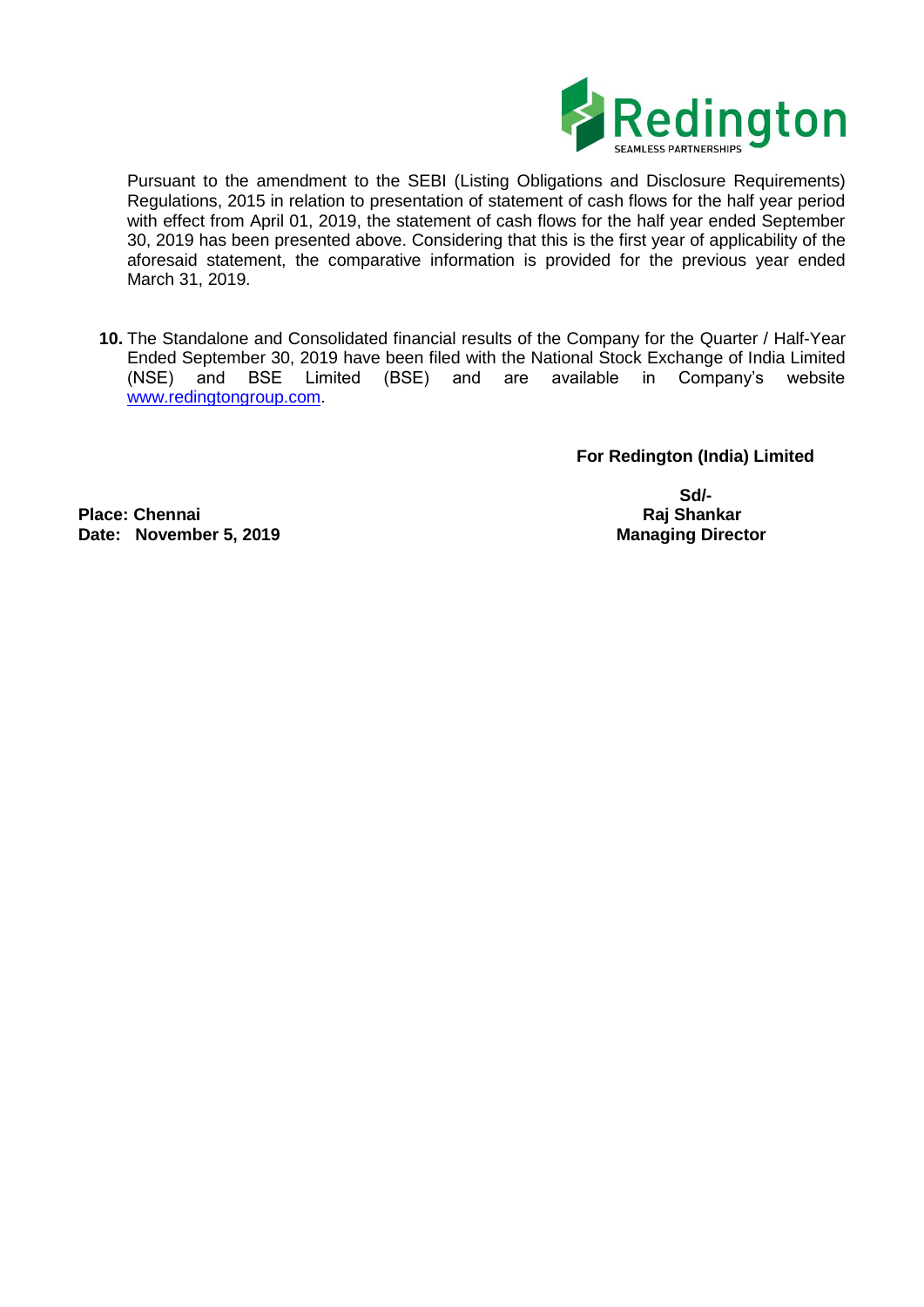Pursuant to the amendment to the SEBI (Listing Obligations and Disclosure Requirements) Regulations, 2015 in relation to presentation of statement of cash flows for the half year period with effect from April 01, 2019, the statement of cash flows for the half year ended September 30, 2019 has been presented above. Considering that this is the first year of applicability of the aforesaid statement, the comparative information is provided for the previous year ended March 31, 2019.

**10.** The Standalone and Consolidated financial results of the Company for the Quarter / Half-Year Ended September 30, 2019 have been filed with the National Stock Exchange of India Limited (NSE) and BSE Limited (BSE) and are available in Company's website www.redingtongroup.com.

**For Redington (India) Limited**

**Sd/-**
**Raj Shankar**
**Managing Director**

**Place: Chennai**
**Date: November 5, 2019**